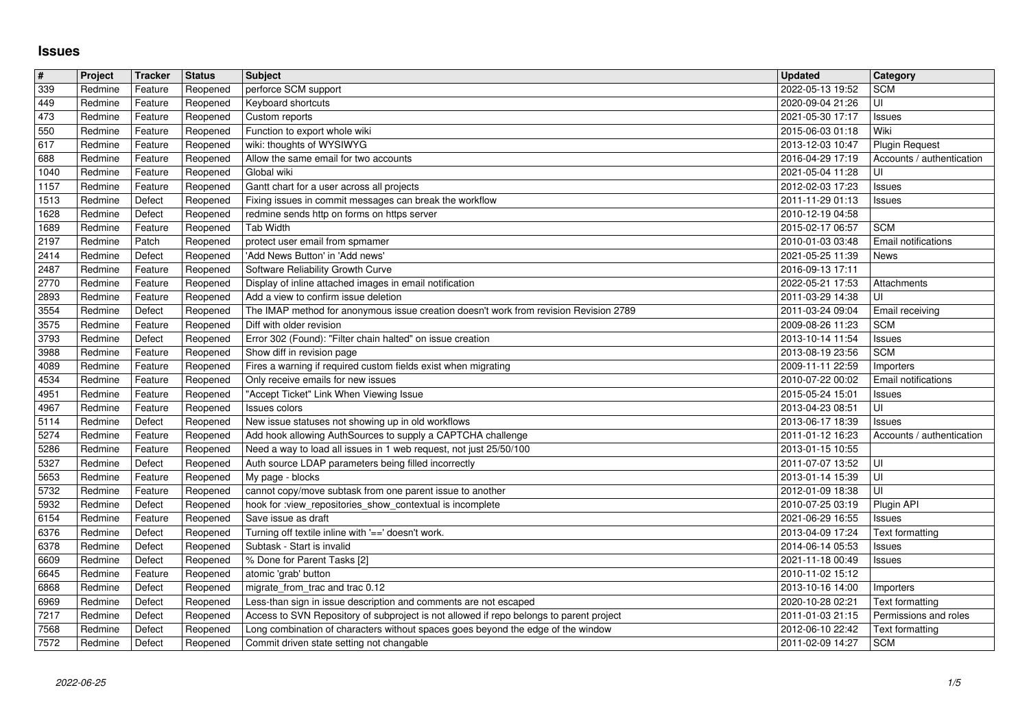# Issues

| # | Project | Tracker | Status | Subject | Updated | Category |
|---|---|---|---|---|---|---|
| 339 | Redmine | Feature | Reopened | perforce SCM support | 2022-05-13 19:52 | SCM |
| 449 | Redmine | Feature | Reopened | Keyboard shortcuts | 2020-09-04 21:26 | UI |
| 473 | Redmine | Feature | Reopened | Custom reports | 2021-05-30 17:17 | Issues |
| 550 | Redmine | Feature | Reopened | Function to export whole wiki | 2015-06-03 01:18 | Wiki |
| 617 | Redmine | Feature | Reopened | wiki: thoughts of WYSIWYG | 2013-12-03 10:47 | Plugin Request |
| 688 | Redmine | Feature | Reopened | Allow the same email for two accounts | 2016-04-29 17:19 | Accounts / authentication |
| 1040 | Redmine | Feature | Reopened | Global wiki | 2021-05-04 11:28 | UI |
| 1157 | Redmine | Feature | Reopened | Gantt chart for a user across all projects | 2012-02-03 17:23 | Issues |
| 1513 | Redmine | Defect | Reopened | Fixing issues in commit messages can break the workflow | 2011-11-29 01:13 | Issues |
| 1628 | Redmine | Defect | Reopened | redmine sends http on forms on https server | 2010-12-19 04:58 | |
| 1689 | Redmine | Feature | Reopened | Tab Width | 2015-02-17 06:57 | SCM |
| 2197 | Redmine | Patch | Reopened | protect user email from spmamer | 2010-01-03 03:48 | Email notifications |
| 2414 | Redmine | Defect | Reopened | 'Add News Button' in 'Add news' | 2021-05-25 11:39 | News |
| 2487 | Redmine | Feature | Reopened | Software Reliability Growth Curve | 2016-09-13 17:11 | |
| 2770 | Redmine | Feature | Reopened | Display of inline attached images in email notification | 2022-05-21 17:53 | Attachments |
| 2893 | Redmine | Feature | Reopened | Add a view to confirm issue deletion | 2011-03-29 14:38 | UI |
| 3554 | Redmine | Defect | Reopened | The IMAP method for anonymous issue creation doesn't work from revision Revision 2789 | 2011-03-24 09:04 | Email receiving |
| 3575 | Redmine | Feature | Reopened | Diff with older revision | 2009-08-26 11:23 | SCM |
| 3793 | Redmine | Defect | Reopened | Error 302 (Found): "Filter chain halted" on issue creation | 2013-10-14 11:54 | Issues |
| 3988 | Redmine | Feature | Reopened | Show diff in revision page | 2013-08-19 23:56 | SCM |
| 4089 | Redmine | Feature | Reopened | Fires a warning if required custom fields exist when migrating | 2009-11-11 22:59 | Importers |
| 4534 | Redmine | Feature | Reopened | Only receive emails for new issues | 2010-07-22 00:02 | Email notifications |
| 4951 | Redmine | Feature | Reopened | "Accept Ticket" Link When Viewing Issue | 2015-05-24 15:01 | Issues |
| 4967 | Redmine | Feature | Reopened | Issues colors | 2013-04-23 08:51 | UI |
| 5114 | Redmine | Defect | Reopened | New issue statuses not showing up in old workflows | 2013-06-17 18:39 | Issues |
| 5274 | Redmine | Feature | Reopened | Add hook allowing AuthSources to supply a CAPTCHA challenge | 2011-01-12 16:23 | Accounts / authentication |
| 5286 | Redmine | Feature | Reopened | Need a way to load all issues in 1 web request, not just 25/50/100 | 2013-01-15 10:55 | |
| 5327 | Redmine | Defect | Reopened | Auth source LDAP parameters being filled incorrectly | 2011-07-07 13:52 | UI |
| 5653 | Redmine | Feature | Reopened | My page - blocks | 2013-01-14 15:39 | UI |
| 5732 | Redmine | Feature | Reopened | cannot copy/move subtask from one parent issue to another | 2012-01-09 18:38 | UI |
| 5932 | Redmine | Defect | Reopened | hook for :view_repositories_show_contextual is incomplete | 2010-07-25 03:19 | Plugin API |
| 6154 | Redmine | Feature | Reopened | Save issue as draft | 2021-06-29 16:55 | Issues |
| 6376 | Redmine | Defect | Reopened | Turning off textile inline with '==' doesn't work. | 2013-04-09 17:24 | Text formatting |
| 6378 | Redmine | Defect | Reopened | Subtask - Start is invalid | 2014-06-14 05:53 | Issues |
| 6609 | Redmine | Defect | Reopened | % Done for Parent Tasks [2] | 2021-11-18 00:49 | Issues |
| 6645 | Redmine | Feature | Reopened | atomic 'grab' button | 2010-11-02 15:12 | |
| 6868 | Redmine | Defect | Reopened | migrate_from_trac and trac 0.12 | 2013-10-16 14:00 | Importers |
| 6969 | Redmine | Defect | Reopened | Less-than sign in issue description and comments are not escaped | 2020-10-28 02:21 | Text formatting |
| 7217 | Redmine | Defect | Reopened | Access to SVN Repository of subproject is not allowed if repo belongs to parent project | 2011-01-03 21:15 | Permissions and roles |
| 7568 | Redmine | Defect | Reopened | Long combination of characters without spaces goes beyond the edge of the window | 2012-06-10 22:42 | Text formatting |
| 7572 | Redmine | Defect | Reopened | Commit driven state setting not changable | 2011-02-09 14:27 | SCM |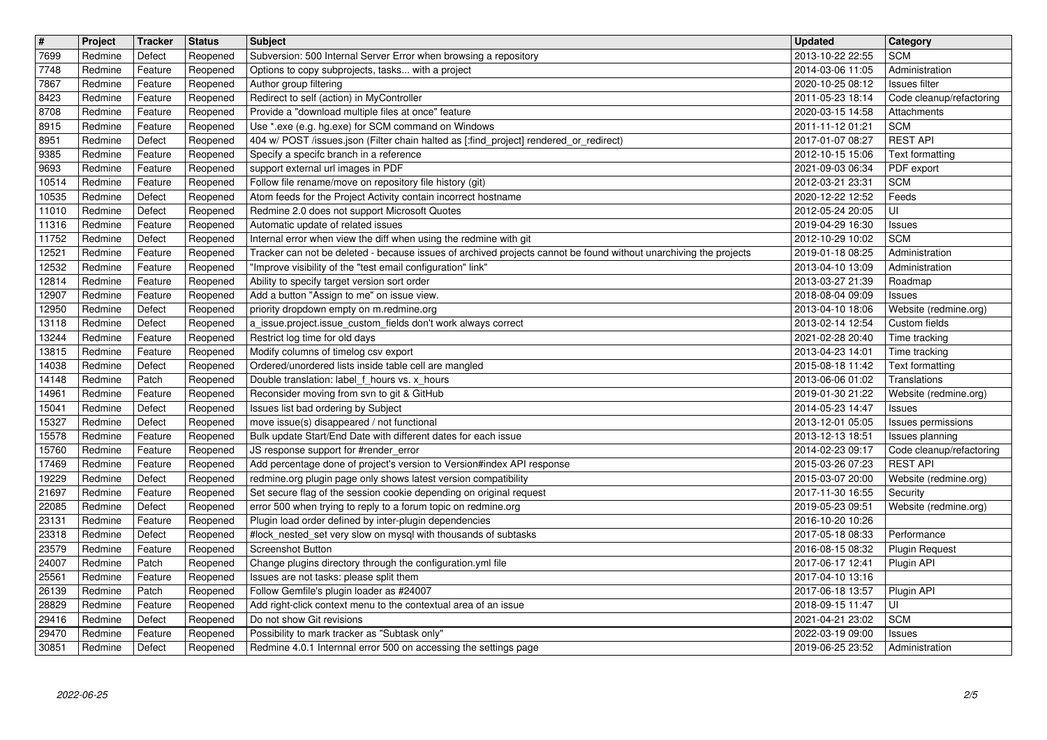| # | Project | Tracker | Status | Subject | Updated | Category |
|---|---|---|---|---|---|---|
| 7699 | Redmine | Defect | Reopened | Subversion: 500 Internal Server Error when browsing a repository | 2013-10-22 22:55 | SCM |
| 7748 | Redmine | Feature | Reopened | Options to copy subprojects, tasks... with a project | 2014-03-06 11:05 | Administration |
| 7867 | Redmine | Feature | Reopened | Author group filtering | 2020-10-25 08:12 | Issues filter |
| 8423 | Redmine | Feature | Reopened | Redirect to self (action) in MyController | 2011-05-23 18:14 | Code cleanup/refactoring |
| 8708 | Redmine | Feature | Reopened | Provide a "download multiple files at once" feature | 2020-03-15 14:58 | Attachments |
| 8915 | Redmine | Feature | Reopened | Use *.exe (e.g. hg.exe) for SCM command on Windows | 2011-11-12 01:21 | SCM |
| 8951 | Redmine | Defect | Reopened | 404 w/ POST /issues.json (Filter chain halted as [:find_project] rendered_or_redirect) | 2017-01-07 08:27 | REST API |
| 9385 | Redmine | Feature | Reopened | Specify a specifc branch in a reference | 2012-10-15 15:06 | Text formatting |
| 9693 | Redmine | Feature | Reopened | support external url images in PDF | 2021-09-03 06:34 | PDF export |
| 10514 | Redmine | Feature | Reopened | Follow file rename/move on repository file history (git) | 2012-03-21 23:31 | SCM |
| 10535 | Redmine | Defect | Reopened | Atom feeds for the Project Activity contain incorrect hostname | 2020-12-22 12:52 | Feeds |
| 11010 | Redmine | Defect | Reopened | Redmine 2.0 does not support Microsoft Quotes | 2012-05-24 20:05 | UI |
| 11316 | Redmine | Feature | Reopened | Automatic update of related issues | 2019-04-29 16:30 | Issues |
| 11752 | Redmine | Defect | Reopened | Internal error when view the diff when using the redmine with git | 2012-10-29 10:02 | SCM |
| 12521 | Redmine | Feature | Reopened | Tracker can not be deleted - because issues of archived projects cannot be found without unarchiving the projects | 2019-01-18 08:25 | Administration |
| 12532 | Redmine | Feature | Reopened | "Improve visibility of the "test email configuration" link" | 2013-04-10 13:09 | Administration |
| 12814 | Redmine | Feature | Reopened | Ability to specify target version sort order | 2013-03-27 21:39 | Roadmap |
| 12907 | Redmine | Feature | Reopened | Add a button "Assign to me" on issue view. | 2018-08-04 09:09 | Issues |
| 12950 | Redmine | Defect | Reopened | priority dropdown empty on m.redmine.org | 2013-04-10 18:06 | Website (redmine.org) |
| 13118 | Redmine | Defect | Reopened | a_issue.project.issue_custom_fields don't work always correct | 2013-02-14 12:54 | Custom fields |
| 13244 | Redmine | Feature | Reopened | Restrict log time for old days | 2021-02-28 20:40 | Time tracking |
| 13815 | Redmine | Feature | Reopened | Modify columns of timelog csv export | 2013-04-23 14:01 | Time tracking |
| 14038 | Redmine | Defect | Reopened | Ordered/unordered lists inside table cell are mangled | 2015-08-18 11:42 | Text formatting |
| 14148 | Redmine | Patch | Reopened | Double translation: label_f_hours vs. x_hours | 2013-06-06 01:02 | Translations |
| 14961 | Redmine | Feature | Reopened | Reconsider moving from svn to git & GitHub | 2019-01-30 21:22 | Website (redmine.org) |
| 15041 | Redmine | Defect | Reopened | Issues list bad ordering by Subject | 2014-05-23 14:47 | Issues |
| 15327 | Redmine | Defect | Reopened | move issue(s) disappeared / not functional | 2013-12-01 05:05 | Issues permissions |
| 15578 | Redmine | Feature | Reopened | Bulk update Start/End Date with different dates for each issue | 2013-12-13 18:51 | Issues planning |
| 15760 | Redmine | Feature | Reopened | JS response support for #render_error | 2014-02-23 09:17 | Code cleanup/refactoring |
| 17469 | Redmine | Feature | Reopened | Add percentage done of project's version to Version#index API response | 2015-03-26 07:23 | REST API |
| 19229 | Redmine | Defect | Reopened | redmine.org plugin page only shows latest version compatibility | 2015-03-07 20:00 | Website (redmine.org) |
| 21697 | Redmine | Feature | Reopened | Set secure flag of the session cookie depending on original request | 2017-11-30 16:55 | Security |
| 22085 | Redmine | Defect | Reopened | error 500 when trying to reply to a forum topic on redmine.org | 2019-05-23 09:51 | Website (redmine.org) |
| 23131 | Redmine | Feature | Reopened | Plugin load order defined by inter-plugin dependencies | 2016-10-20 10:26 | |
| 23318 | Redmine | Defect | Reopened | #lock_nested_set very slow on mysql with thousands of subtasks | 2017-05-18 08:33 | Performance |
| 23579 | Redmine | Feature | Reopened | Screenshot Button | 2016-08-15 08:32 | Plugin Request |
| 24007 | Redmine | Patch | Reopened | Change plugins directory through the configuration.yml file | 2017-06-17 12:41 | Plugin API |
| 25561 | Redmine | Feature | Reopened | Issues are not tasks: please split them | 2017-04-10 13:16 | |
| 26139 | Redmine | Patch | Reopened | Follow Gemfile's plugin loader as #24007 | 2017-06-18 13:57 | Plugin API |
| 28829 | Redmine | Feature | Reopened | Add right-click context menu to the contextual area of an issue | 2018-09-15 11:47 | UI |
| 29416 | Redmine | Defect | Reopened | Do not show Git revisions | 2021-04-21 23:02 | SCM |
| 29470 | Redmine | Feature | Reopened | Possibility to mark tracker as "Subtask only" | 2022-03-19 09:00 | Issues |
| 30851 | Redmine | Defect | Reopened | Redmine 4.0.1 Internnal error 500 on accessing the settings page | 2019-06-25 23:52 | Administration |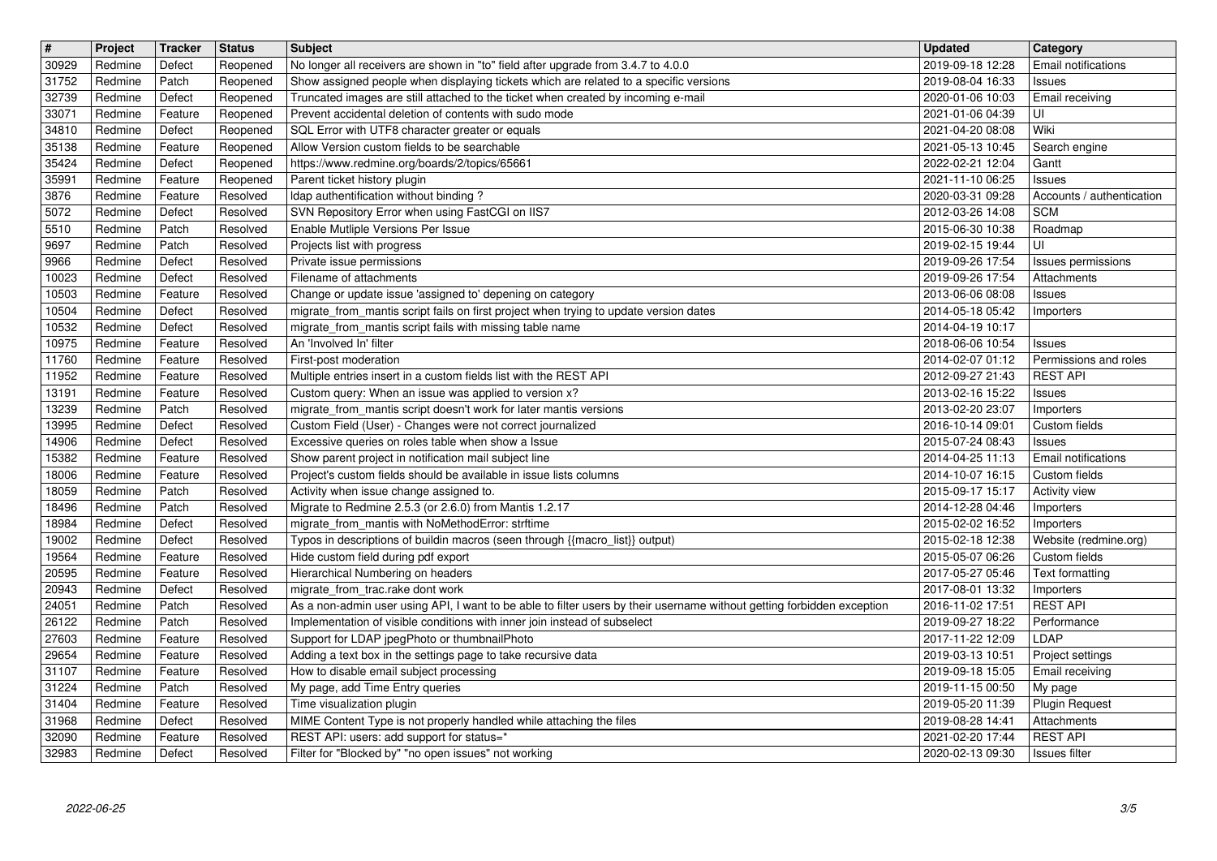| # | Project | Tracker | Status | Subject | Updated | Category |
| --- | --- | --- | --- | --- | --- | --- |
| 30929 | Redmine | Defect | Reopened | No longer all receivers are shown in "to" field after upgrade from 3.4.7 to 4.0.0 | 2019-09-18 12:28 | Email notifications |
| 31752 | Redmine | Patch | Reopened | Show assigned people when displaying tickets which are related to a specific versions | 2019-08-04 16:33 | Issues |
| 32739 | Redmine | Defect | Reopened | Truncated images are still attached to the ticket when created by incoming e-mail | 2020-01-06 10:03 | Email receiving |
| 33071 | Redmine | Feature | Reopened | Prevent accidental deletion of contents with sudo mode | 2021-01-06 04:39 | UI |
| 34810 | Redmine | Defect | Reopened | SQL Error with UTF8 character greater or equals | 2021-04-20 08:08 | Wiki |
| 35138 | Redmine | Feature | Reopened | Allow Version custom fields to be searchable | 2021-05-13 10:45 | Search engine |
| 35424 | Redmine | Defect | Reopened | https://www.redmine.org/boards/2/topics/65661 | 2022-02-21 12:04 | Gantt |
| 35991 | Redmine | Feature | Reopened | Parent ticket history plugin | 2021-11-10 06:25 | Issues |
| 3876 | Redmine | Feature | Resolved | ldap authentification without binding ? | 2020-03-31 09:28 | Accounts / authentication |
| 5072 | Redmine | Defect | Resolved | SVN Repository Error when using FastCGI on IIS7 | 2012-03-26 14:08 | SCM |
| 5510 | Redmine | Patch | Resolved | Enable Mutliple Versions Per Issue | 2015-06-30 10:38 | Roadmap |
| 9697 | Redmine | Patch | Resolved | Projects list with progress | 2019-02-15 19:44 | UI |
| 9966 | Redmine | Defect | Resolved | Private issue permissions | 2019-09-26 17:54 | Issues permissions |
| 10023 | Redmine | Defect | Resolved | Filename of attachments | 2019-09-26 17:54 | Attachments |
| 10503 | Redmine | Feature | Resolved | Change or update issue 'assigned to' depening on category | 2013-06-06 08:08 | Issues |
| 10504 | Redmine | Defect | Resolved | migrate_from_mantis script fails on first project when trying to update version dates | 2014-05-18 05:42 | Importers |
| 10532 | Redmine | Defect | Resolved | migrate_from_mantis script fails with missing table name | 2014-04-19 10:17 | |
| 10975 | Redmine | Feature | Resolved | An 'Involved In' filter | 2018-06-06 10:54 | Issues |
| 11760 | Redmine | Feature | Resolved | First-post moderation | 2014-02-07 01:12 | Permissions and roles |
| 11952 | Redmine | Feature | Resolved | Multiple entries insert in a custom fields list with the REST API | 2012-09-27 21:43 | REST API |
| 13191 | Redmine | Feature | Resolved | Custom query: When an issue was applied to version x? | 2013-02-16 15:22 | Issues |
| 13239 | Redmine | Patch | Resolved | migrate_from_mantis script doesn't work for later mantis versions | 2013-02-20 23:07 | Importers |
| 13995 | Redmine | Defect | Resolved | Custom Field (User) - Changes were not correct journalized | 2016-10-14 09:01 | Custom fields |
| 14906 | Redmine | Defect | Resolved | Excessive queries on roles table when show a Issue | 2015-07-24 08:43 | Issues |
| 15382 | Redmine | Feature | Resolved | Show parent project in notification mail subject line | 2014-04-25 11:13 | Email notifications |
| 18006 | Redmine | Feature | Resolved | Project's custom fields should be available in issue lists columns | 2014-10-07 16:15 | Custom fields |
| 18059 | Redmine | Patch | Resolved | Activity when issue change assigned to. | 2015-09-17 15:17 | Activity view |
| 18496 | Redmine | Patch | Resolved | Migrate to Redmine 2.5.3 (or 2.6.0) from Mantis 1.2.17 | 2014-12-28 04:46 | Importers |
| 18984 | Redmine | Defect | Resolved | migrate_from_mantis with NoMethodError: strftime | 2015-02-02 16:52 | Importers |
| 19002 | Redmine | Defect | Resolved | Typos in descriptions of buildin macros (seen through {{macro_list}} output) | 2015-02-18 12:38 | Website (redmine.org) |
| 19564 | Redmine | Feature | Resolved | Hide custom field during pdf export | 2015-05-07 06:26 | Custom fields |
| 20595 | Redmine | Feature | Resolved | Hierarchical Numbering on headers | 2017-05-27 05:46 | Text formatting |
| 20943 | Redmine | Defect | Resolved | migrate_from_trac.rake dont work | 2017-08-01 13:32 | Importers |
| 24051 | Redmine | Patch | Resolved | As a non-admin user using API, I want to be able to filter users by their username without getting forbidden exception | 2016-11-02 17:51 | REST API |
| 26122 | Redmine | Patch | Resolved | Implementation of visible conditions with inner join instead of subselect | 2019-09-27 18:22 | Performance |
| 27603 | Redmine | Feature | Resolved | Support for LDAP jpegPhoto or thumbnailPhoto | 2017-11-22 12:09 | LDAP |
| 29654 | Redmine | Feature | Resolved | Adding a text box in the settings page to take recursive data | 2019-03-13 10:51 | Project settings |
| 31107 | Redmine | Feature | Resolved | How to disable email subject processing | 2019-09-18 15:05 | Email receiving |
| 31224 | Redmine | Patch | Resolved | My page, add Time Entry queries | 2019-11-15 00:50 | My page |
| 31404 | Redmine | Feature | Resolved | Time visualization plugin | 2019-05-20 11:39 | Plugin Request |
| 31968 | Redmine | Defect | Resolved | MIME Content Type is not properly handled while attaching the files | 2019-08-28 14:41 | Attachments |
| 32090 | Redmine | Feature | Resolved | REST API: users: add support for status=* | 2021-02-20 17:44 | REST API |
| 32983 | Redmine | Defect | Resolved | Filter for "Blocked by" "no open issues" not working | 2020-02-13 09:30 | Issues filter |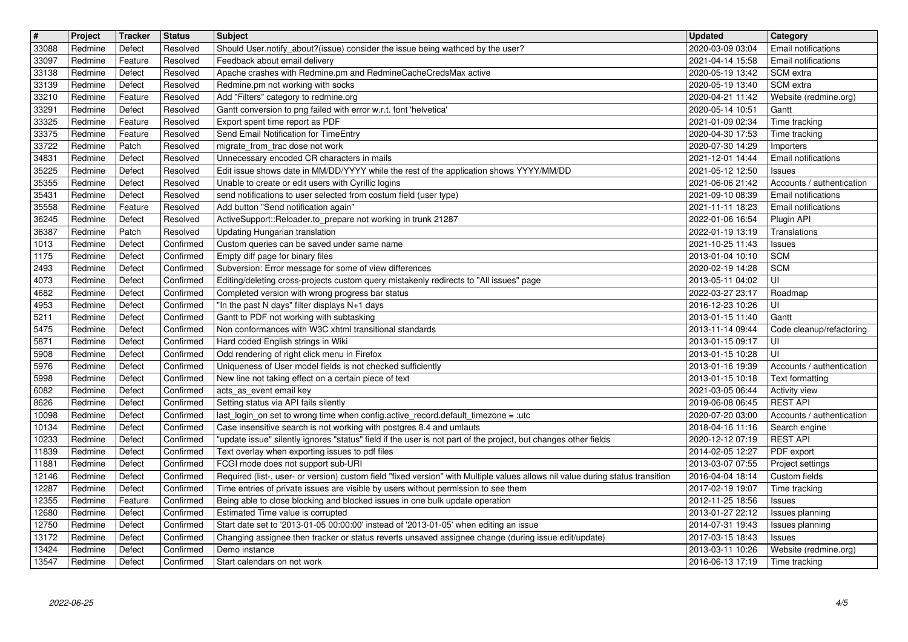| # | Project | Tracker | Status | Subject | Updated | Category |
|---|---|---|---|---|---|---|
| 33088 | Redmine | Defect | Resolved | Should User.notify_about?(issue) consider the issue being wathced by the user? | 2020-03-09 03:04 | Email notifications |
| 33097 | Redmine | Feature | Resolved | Feedback about email delivery | 2021-04-14 15:58 | Email notifications |
| 33138 | Redmine | Defect | Resolved | Apache crashes with Redmine.pm and RedmineCacheCredsMax active | 2020-05-19 13:42 | SCM extra |
| 33139 | Redmine | Defect | Resolved | Redmine.pm not working with socks | 2020-05-19 13:40 | SCM extra |
| 33210 | Redmine | Feature | Resolved | Add "Filters" category to redmine.org | 2020-04-21 11:42 | Website (redmine.org) |
| 33291 | Redmine | Defect | Resolved | Gantt conversion to png failed with error w.r.t. font 'helvetica' | 2020-05-14 10:51 | Gantt |
| 33325 | Redmine | Feature | Resolved | Export spent time report as PDF | 2021-01-09 02:34 | Time tracking |
| 33375 | Redmine | Feature | Resolved | Send Email Notification for TimeEntry | 2020-04-30 17:53 | Time tracking |
| 33722 | Redmine | Patch | Resolved | migrate_from_trac dose not work | 2020-07-30 14:29 | Importers |
| 34831 | Redmine | Defect | Resolved | Unnecessary encoded CR characters in mails | 2021-12-01 14:44 | Email notifications |
| 35225 | Redmine | Defect | Resolved | Edit issue shows date in MM/DD/YYYY while the rest of the application shows YYYY/MM/DD | 2021-05-12 12:50 | Issues |
| 35355 | Redmine | Defect | Resolved | Unable to create or edit users with Cyrillic logins | 2021-06-06 21:42 | Accounts / authentication |
| 35431 | Redmine | Defect | Resolved | send notifications to user selected from costum field (user type) | 2021-09-10 08:39 | Email notifications |
| 35558 | Redmine | Feature | Resolved | Add button "Send notification again" | 2021-11-11 18:23 | Email notifications |
| 36245 | Redmine | Defect | Resolved | ActiveSupport::Reloader.to_prepare not working in trunk 21287 | 2022-01-06 16:54 | Plugin API |
| 36387 | Redmine | Patch | Resolved | Updating Hungarian translation | 2022-01-19 13:19 | Translations |
| 1013 | Redmine | Defect | Confirmed | Custom queries can be saved under same name | 2021-10-25 11:43 | Issues |
| 1175 | Redmine | Defect | Confirmed | Empty diff page for binary files | 2013-01-04 10:10 | SCM |
| 2493 | Redmine | Defect | Confirmed | Subversion: Error message for some of view differences | 2020-02-19 14:28 | SCM |
| 4073 | Redmine | Defect | Confirmed | Editing/deleting cross-projects custom query mistakenly redirects to "All issues" page | 2013-05-11 04:02 | UI |
| 4682 | Redmine | Defect | Confirmed | Completed version with wrong progress bar status | 2022-03-27 23:17 | Roadmap |
| 4953 | Redmine | Defect | Confirmed | "In the past N days" filter displays N+1 days | 2016-12-23 10:26 | UI |
| 5211 | Redmine | Defect | Confirmed | Gantt to PDF not working with subtasking | 2013-01-15 11:40 | Gantt |
| 5475 | Redmine | Defect | Confirmed | Non conformances with W3C xhtml transitional standards | 2013-11-14 09:44 | Code cleanup/refactoring |
| 5871 | Redmine | Defect | Confirmed | Hard coded English strings in Wiki | 2013-01-15 09:17 | UI |
| 5908 | Redmine | Defect | Confirmed | Odd rendering of right click menu in Firefox | 2013-01-15 10:28 | UI |
| 5976 | Redmine | Defect | Confirmed | Uniqueness of User model fields is not checked sufficiently | 2013-01-16 19:39 | Accounts / authentication |
| 5998 | Redmine | Defect | Confirmed | New line not taking effect on a certain piece of text | 2013-01-15 10:18 | Text formatting |
| 6082 | Redmine | Defect | Confirmed | acts_as_event email key | 2021-03-05 06:44 | Activity view |
| 8626 | Redmine | Defect | Confirmed | Setting status via API fails silently | 2019-06-08 06:45 | REST API |
| 10098 | Redmine | Defect | Confirmed | last_login_on set to wrong time when config.active_record.default_timezone = :utc | 2020-07-20 03:00 | Accounts / authentication |
| 10134 | Redmine | Defect | Confirmed | Case insensitive search is not working with postgres 8.4 and umlauts | 2018-04-16 11:16 | Search engine |
| 10233 | Redmine | Defect | Confirmed | "update issue" silently ignores "status" field if the user is not part of the project, but changes other fields | 2020-12-12 07:19 | REST API |
| 11839 | Redmine | Defect | Confirmed | Text overlay when exporting issues to pdf files | 2014-02-05 12:27 | PDF export |
| 11881 | Redmine | Defect | Confirmed | FCGI mode does not support sub-URI | 2013-03-07 07:55 | Project settings |
| 12146 | Redmine | Defect | Confirmed | Required (list-, user- or version) custom field "fixed version" with Multiple values allows nil value during status transition | 2016-04-04 18:14 | Custom fields |
| 12287 | Redmine | Defect | Confirmed | Time entries of private issues are visible by users without permission to see them | 2017-02-19 19:07 | Time tracking |
| 12355 | Redmine | Feature | Confirmed | Being able to close blocking and blocked issues in one bulk update operation | 2012-11-25 18:56 | Issues |
| 12680 | Redmine | Defect | Confirmed | Estimated Time value is corrupted | 2013-01-27 22:12 | Issues planning |
| 12750 | Redmine | Defect | Confirmed | Start date set to '2013-01-05 00:00:00' instead of '2013-01-05' when editing an issue | 2014-07-31 19:43 | Issues planning |
| 13172 | Redmine | Defect | Confirmed | Changing assignee then tracker or status reverts unsaved assignee change (during issue edit/update) | 2017-03-15 18:43 | Issues |
| 13424 | Redmine | Defect | Confirmed | Demo instance | 2013-03-11 10:26 | Website (redmine.org) |
| 13547 | Redmine | Defect | Confirmed | Start calendars on not work | 2016-06-13 17:19 | Time tracking |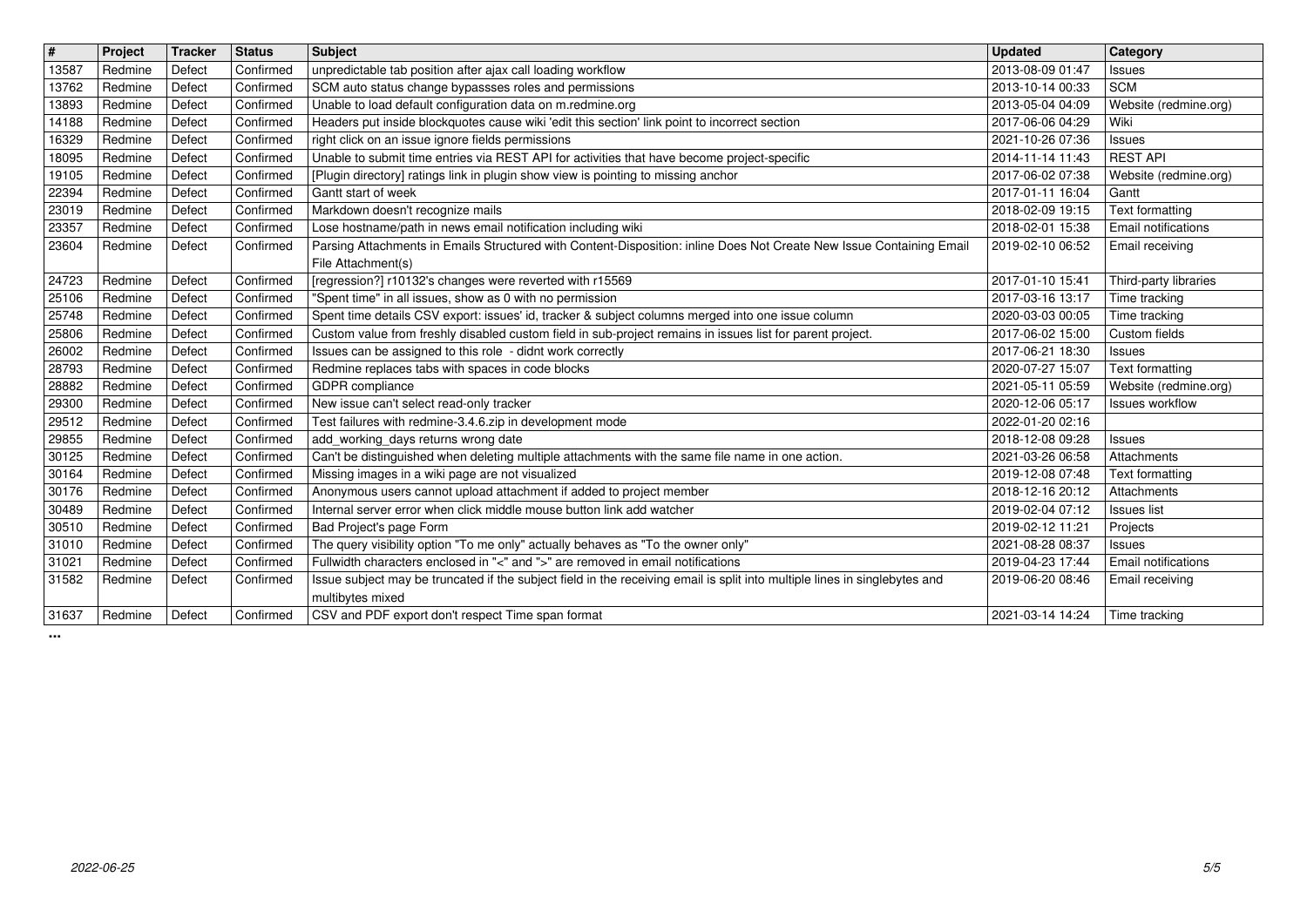| # | Project | Tracker | Status | Subject | Updated | Category |
|---|---|---|---|---|---|---|
| 13587 | Redmine | Defect | Confirmed | unpredictable tab position after ajax call loading workflow | 2013-08-09 01:47 | Issues |
| 13762 | Redmine | Defect | Confirmed | SCM auto status change bypassses roles and permissions | 2013-10-14 00:33 | SCM |
| 13893 | Redmine | Defect | Confirmed | Unable to load default configuration data on m.redmine.org | 2013-05-04 04:09 | Website (redmine.org) |
| 14188 | Redmine | Defect | Confirmed | Headers put inside blockquotes cause wiki 'edit this section' link point to incorrect section | 2017-06-06 04:29 | Wiki |
| 16329 | Redmine | Defect | Confirmed | right click on an issue ignore fields permissions | 2021-10-26 07:36 | Issues |
| 18095 | Redmine | Defect | Confirmed | Unable to submit time entries via REST API for activities that have become project-specific | 2014-11-14 11:43 | REST API |
| 19105 | Redmine | Defect | Confirmed | [Plugin directory] ratings link in plugin show view is pointing to missing anchor | 2017-06-02 07:38 | Website (redmine.org) |
| 22394 | Redmine | Defect | Confirmed | Gantt start of week | 2017-01-11 16:04 | Gantt |
| 23019 | Redmine | Defect | Confirmed | Markdown doesn't recognize mails | 2018-02-09 19:15 | Text formatting |
| 23357 | Redmine | Defect | Confirmed | Lose hostname/path in news email notification including wiki | 2018-02-01 15:38 | Email notifications |
| 23604 | Redmine | Defect | Confirmed | Parsing Attachments in Emails Structured with Content-Disposition: inline Does Not Create New Issue Containing Email File Attachment(s) | 2019-02-10 06:52 | Email receiving |
| 24723 | Redmine | Defect | Confirmed | [regression?] r10132's changes were reverted with r15569 | 2017-01-10 15:41 | Third-party libraries |
| 25106 | Redmine | Defect | Confirmed | "Spent time" in all issues, show as 0 with no permission | 2017-03-16 13:17 | Time tracking |
| 25748 | Redmine | Defect | Confirmed | Spent time details CSV export: issues' id, tracker & subject columns merged into one issue column | 2020-03-03 00:05 | Time tracking |
| 25806 | Redmine | Defect | Confirmed | Custom value from freshly disabled custom field in sub-project remains in issues list for parent project. | 2017-06-02 15:00 | Custom fields |
| 26002 | Redmine | Defect | Confirmed | Issues can be assigned to this role - didnt work correctly | 2017-06-21 18:30 | Issues |
| 28793 | Redmine | Defect | Confirmed | Redmine replaces tabs with spaces in code blocks | 2020-07-27 15:07 | Text formatting |
| 28882 | Redmine | Defect | Confirmed | GDPR compliance | 2021-05-11 05:59 | Website (redmine.org) |
| 29300 | Redmine | Defect | Confirmed | New issue can't select read-only tracker | 2020-12-06 05:17 | Issues workflow |
| 29512 | Redmine | Defect | Confirmed | Test failures with redmine-3.4.6.zip in development mode | 2022-01-20 02:16 | |
| 29855 | Redmine | Defect | Confirmed | add_working_days returns wrong date | 2018-12-08 09:28 | Issues |
| 30125 | Redmine | Defect | Confirmed | Can't be distinguished when deleting multiple attachments with the same file name in one action. | 2021-03-26 06:58 | Attachments |
| 30164 | Redmine | Defect | Confirmed | Missing images in a wiki page are not visualized | 2019-12-08 07:48 | Text formatting |
| 30176 | Redmine | Defect | Confirmed | Anonymous users cannot upload attachment if added to project member | 2018-12-16 20:12 | Attachments |
| 30489 | Redmine | Defect | Confirmed | Internal server error when click middle mouse button link add watcher | 2019-02-04 07:12 | Issues list |
| 30510 | Redmine | Defect | Confirmed | Bad Project's page Form | 2019-02-12 11:21 | Projects |
| 31010 | Redmine | Defect | Confirmed | The query visibility option "To me only" actually behaves as "To the owner only" | 2021-08-28 08:37 | Issues |
| 31021 | Redmine | Defect | Confirmed | Fullwidth characters enclosed in "<" and ">" are removed in email notifications | 2019-04-23 17:44 | Email notifications |
| 31582 | Redmine | Defect | Confirmed | Issue subject may be truncated if the subject field in the receiving email is split into multiple lines in singlebytes and multibytes mixed | 2019-06-20 08:46 | Email receiving |
| 31637 | Redmine | Defect | Confirmed | CSV and PDF export don't respect Time span format | 2021-03-14 14:24 | Time tracking |

...